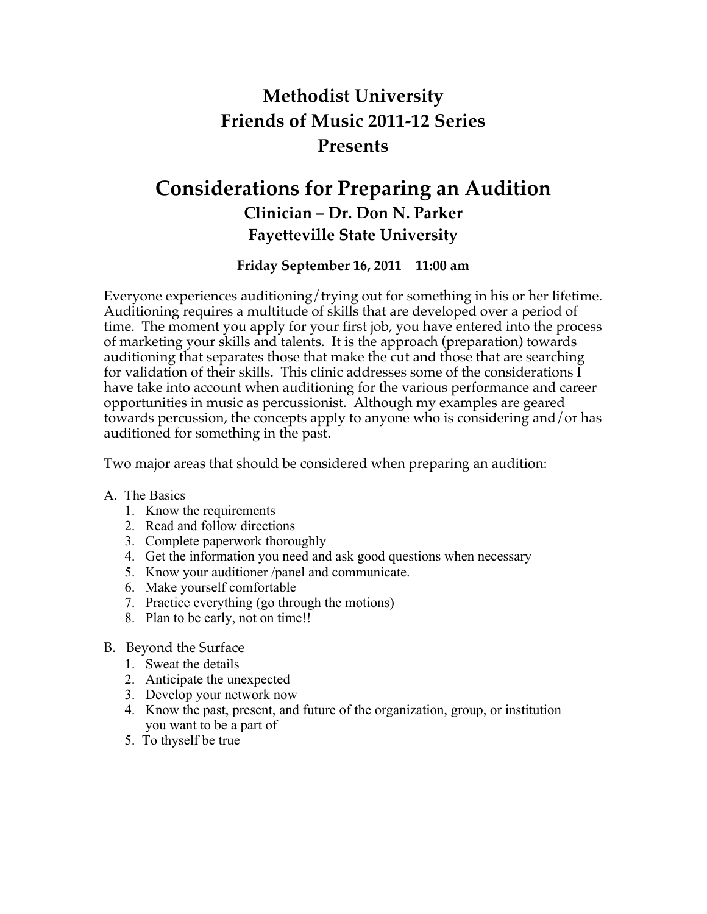# Methodist University
# Friends of Music 2011-12 Series
# Presents

# Considerations for Preparing an Audition

### Clinician – Dr. Don N. Parker
### Fayetteville State University

**Friday September 16, 2011 11:00 am**

Everyone experiences auditioning/trying out for something in his or her lifetime. Auditioning requires a multitude of skills that are developed over a period of time. The moment you apply for your first job, you have entered into the process of marketing your skills and talents. It is the approach (preparation) towards auditioning that separates those that make the cut and those that are searching for validation of their skills. This clinic addresses some of the considerations I have take into account when auditioning for the various performance and career opportunities in music as percussionist. Although my examples are geared towards percussion, the concepts apply to anyone who is considering and/or has auditioned for something in the past.

Two major areas that should be considered when preparing an audition:

A. The Basics
   1. Know the requirements
   2. Read and follow directions
   3. Complete paperwork thoroughly
   4. Get the information you need and ask good questions when necessary
   5. Know your auditioner /panel and communicate.
   6. Make yourself comfortable
   7. Practice everything (go through the motions)
   8. Plan to be early, not on time!!

B. Beyond the Surface
   1. Sweat the details
   2. Anticipate the unexpected
   3. Develop your network now
   4. Know the past, present, and future of the organization, group, or institution you want to be a part of
   5. To thyself be true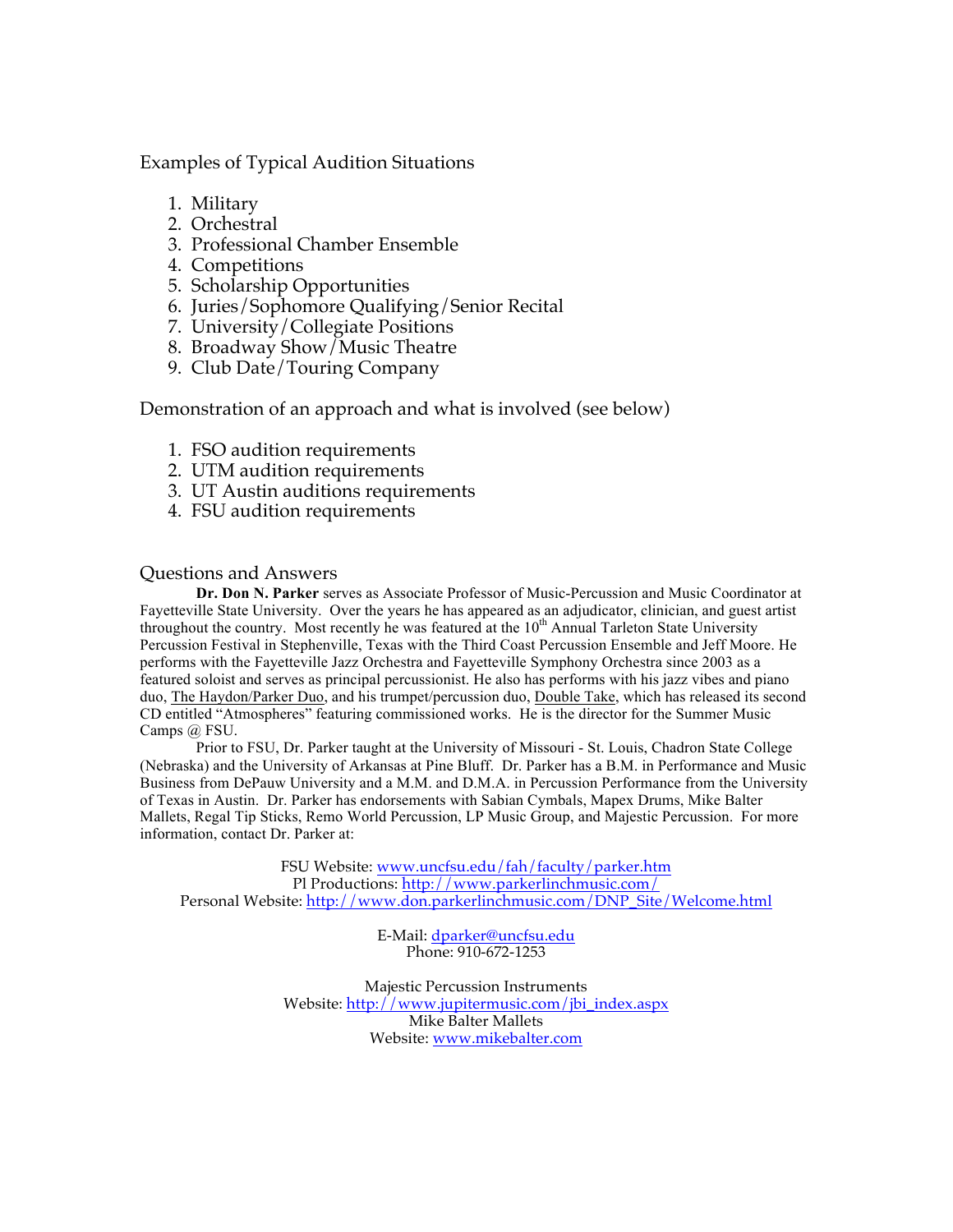## Examples of Typical Audition Situations

1. Military
2. Orchestral
3. Professional Chamber Ensemble
4. Competitions
5. Scholarship Opportunities
6. Juries/Sophomore Qualifying/Senior Recital
7. University/Collegiate Positions
8. Broadway Show/Music Theatre
9. Club Date/Touring Company

## Demonstration of an approach and what is involved (see below)

1. FSO audition requirements
2. UTM audition requirements
3. UT Austin auditions requirements
4. FSU audition requirements

## Questions and Answers

**Dr. Don N. Parker** serves as Associate Professor of Music-Percussion and Music Coordinator at Fayetteville State University. Over the years he has appeared as an adjudicator, clinician, and guest artist throughout the country. Most recently he was featured at the 10th Annual Tarleton State University Percussion Festival in Stephenville, Texas with the Third Coast Percussion Ensemble and Jeff Moore. He performs with the Fayetteville Jazz Orchestra and Fayetteville Symphony Orchestra since 2003 as a featured soloist and serves as principal percussionist. He also has performs with his jazz vibes and piano duo, The Haydon/Parker Duo, and his trumpet/percussion duo, Double Take, which has released its second CD entitled "Atmospheres" featuring commissioned works. He is the director for the Summer Music Camps @ FSU.

Prior to FSU, Dr. Parker taught at the University of Missouri - St. Louis, Chadron State College (Nebraska) and the University of Arkansas at Pine Bluff. Dr. Parker has a B.M. in Performance and Music Business from DePauw University and a M.M. and D.M.A. in Percussion Performance from the University of Texas in Austin. Dr. Parker has endorsements with Sabian Cymbals, Mapex Drums, Mike Balter Mallets, Regal Tip Sticks, Remo World Percussion, LP Music Group, and Majestic Percussion. For more information, contact Dr. Parker at:

FSU Website: www.uncfsu.edu/fah/faculty/parker.htm
Pl Productions: http://www.parkerlinchmusic.com/
Personal Website: http://www.don.parkerlinchmusic.com/DNP_Site/Welcome.html

E-Mail: dparker@uncfsu.edu
Phone: 910-672-1253

Majestic Percussion Instruments
Website: http://www.jupitermusic.com/jbi_index.aspx
Mike Balter Mallets
Website: www.mikebalter.com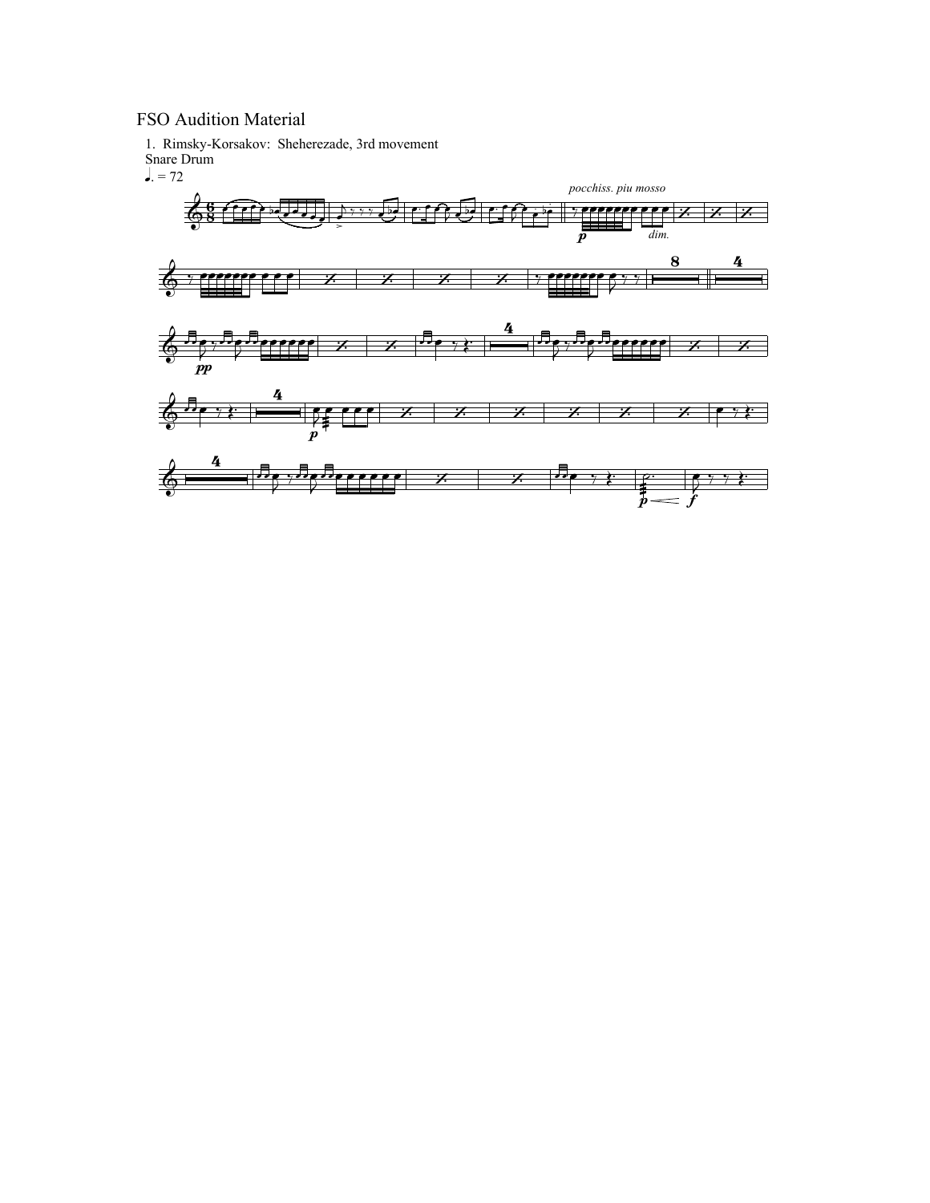FSO Audition Material

1. Rimsky-Korsakov: Sheherezade, 3rd movement

Snare Drum

♩. = 72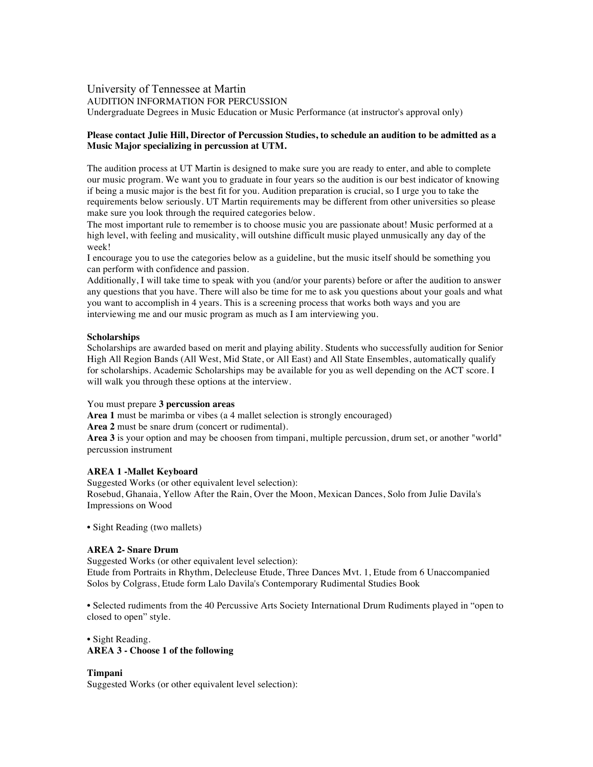# University of Tennessee at Martin

AUDITION INFORMATION FOR PERCUSSION

Undergraduate Degrees in Music Education or Music Performance (at instructor's approval only)

**Please contact Julie Hill, Director of Percussion Studies, to schedule an audition to be admitted as a Music Major specializing in percussion at UTM.**

The audition process at UT Martin is designed to make sure you are ready to enter, and able to complete our music program. We want you to graduate in four years so the audition is our best indicator of knowing if being a music major is the best fit for you. Audition preparation is crucial, so I urge you to take the requirements below seriously. UT Martin requirements may be different from other universities so please make sure you look through the required categories below.

The most important rule to remember is to choose music you are passionate about! Music performed at a high level, with feeling and musicality, will outshine difficult music played unmusically any day of the week!

I encourage you to use the categories below as a guideline, but the music itself should be something you can perform with confidence and passion.

Additionally, I will take time to speak with you (and/or your parents) before or after the audition to answer any questions that you have. There will also be time for me to ask you questions about your goals and what you want to accomplish in 4 years. This is a screening process that works both ways and you are interviewing me and our music program as much as I am interviewing you.

**Scholarships**

Scholarships are awarded based on merit and playing ability. Students who successfully audition for Senior High All Region Bands (All West, Mid State, or All East) and All State Ensembles, automatically qualify for scholarships. Academic Scholarships may be available for you as well depending on the ACT score. I will walk you through these options at the interview.

You must prepare **3 percussion areas**

**Area 1** must be marimba or vibes (a 4 mallet selection is strongly encouraged)

**Area 2** must be snare drum (concert or rudimental).

**Area 3** is your option and may be choosen from timpani, multiple percussion, drum set, or another "world" percussion instrument

**AREA 1 -Mallet Keyboard**

Suggested Works (or other equivalent level selection):
Rosebud, Ghanaia, Yellow After the Rain, Over the Moon, Mexican Dances, Solo from Julie Davila's Impressions on Wood

• Sight Reading (two mallets)

**AREA 2- Snare Drum**

Suggested Works (or other equivalent level selection):
Etude from Portraits in Rhythm, Delecleuse Etude, Three Dances Mvt. 1, Etude from 6 Unaccompanied Solos by Colgrass, Etude form Lalo Davila's Contemporary Rudimental Studies Book

• Selected rudiments from the 40 Percussive Arts Society International Drum Rudiments played in "open to closed to open" style.

• Sight Reading.

**AREA 3 - Choose 1 of the following**

**Timpani**

Suggested Works (or other equivalent level selection):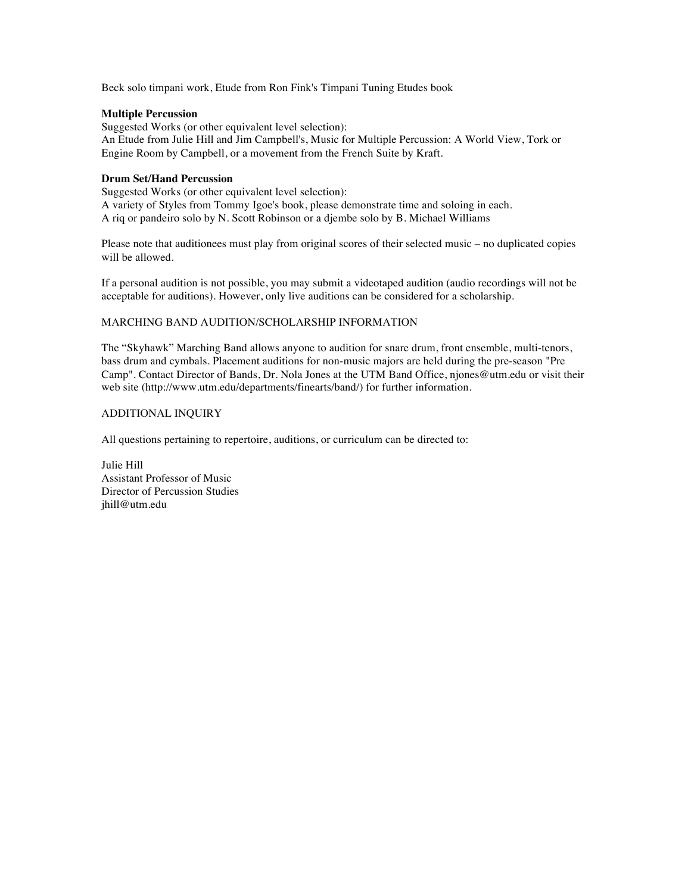Beck solo timpani work, Etude from Ron Fink's Timpani Tuning Etudes book

**Multiple Percussion**
Suggested Works (or other equivalent level selection):
An Etude from Julie Hill and Jim Campbell's, Music for Multiple Percussion: A World View, Tork or Engine Room by Campbell, or a movement from the French Suite by Kraft.

**Drum Set/Hand Percussion**
Suggested Works (or other equivalent level selection):
A variety of Styles from Tommy Igoe's book, please demonstrate time and soloing in each.
A riq or pandeiro solo by N. Scott Robinson or a djembe solo by B. Michael Williams

Please note that auditionees must play from original scores of their selected music – no duplicated copies will be allowed.

If a personal audition is not possible, you may submit a videotaped audition (audio recordings will not be acceptable for auditions). However, only live auditions can be considered for a scholarship.

MARCHING BAND AUDITION/SCHOLARSHIP INFORMATION

The “Skyhawk” Marching Band allows anyone to audition for snare drum, front ensemble, multi-tenors, bass drum and cymbals. Placement auditions for non-music majors are held during the pre-season "Pre Camp". Contact Director of Bands, Dr. Nola Jones at the UTM Band Office, njones@utm.edu or visit their web site (http://www.utm.edu/departments/finearts/band/) for further information.

ADDITIONAL INQUIRY

All questions pertaining to repertoire, auditions, or curriculum can be directed to:

Julie Hill
Assistant Professor of Music
Director of Percussion Studies
jhill@utm.edu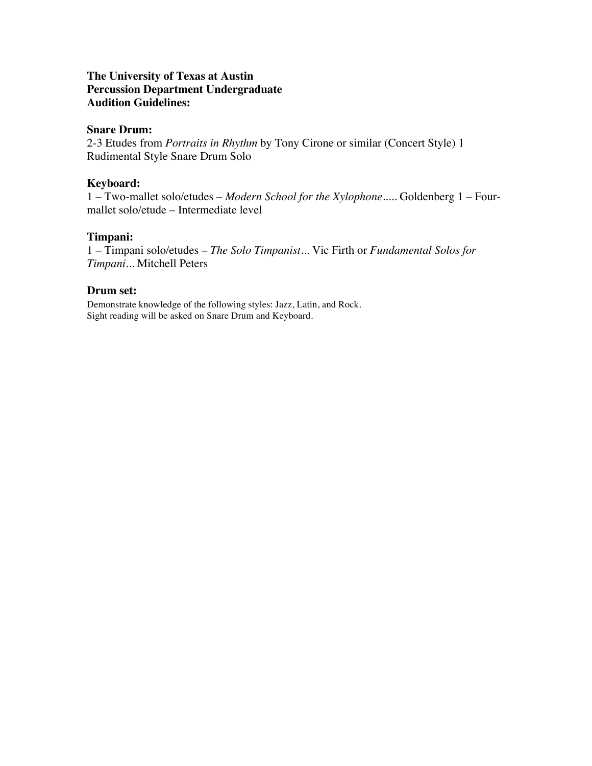**The University of Texas at Austin**
**Percussion Department Undergraduate**
**Audition Guidelines:**

### Snare Drum:

2-3 Etudes from *Portraits in Rhythm* by Tony Cirone or similar (Concert Style) 1 Rudimental Style Snare Drum Solo

### Keyboard:

1 – Two-mallet solo/etudes – *Modern School for the Xylophone*..... Goldenberg 1 – Four-mallet solo/etude – Intermediate level

### Timpani:

1 – Timpani solo/etudes – *The Solo Timpanist*... Vic Firth or *Fundamental Solos for Timpani*... Mitchell Peters

### Drum set:

Demonstrate knowledge of the following styles: Jazz, Latin, and Rock.
Sight reading will be asked on Snare Drum and Keyboard.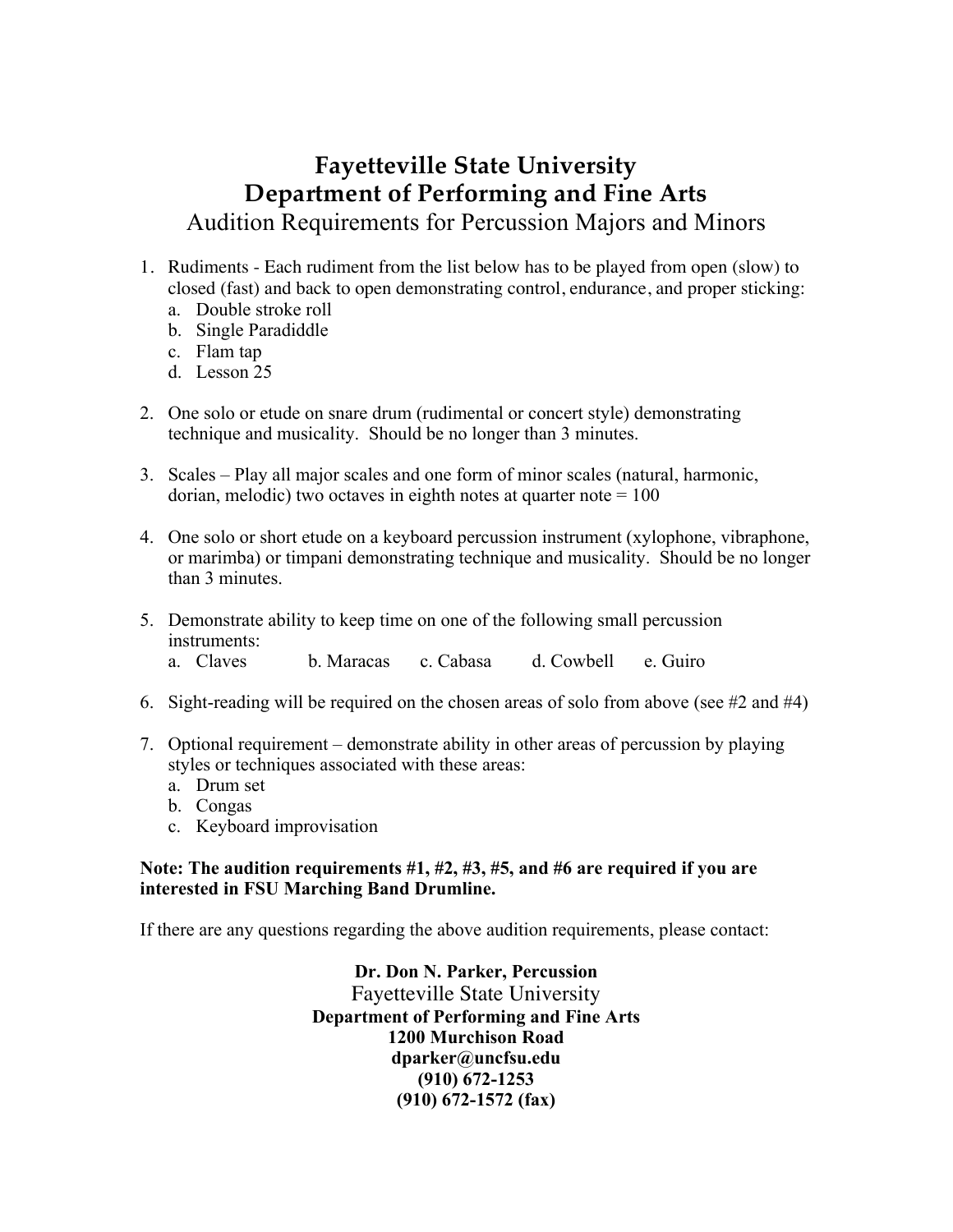# Fayetteville State University
## Department of Performing and Fine Arts
### Audition Requirements for Percussion Majors and Minors

1. Rudiments - Each rudiment from the list below has to be played from open (slow) to closed (fast) and back to open demonstrating control, endurance, and proper sticking:
   a. Double stroke roll
   b. Single Paradiddle
   c. Flam tap
   d. Lesson 25

2. One solo or etude on snare drum (rudimental or concert style) demonstrating technique and musicality. Should be no longer than 3 minutes.

3. Scales – Play all major scales and one form of minor scales (natural, harmonic, dorian, melodic) two octaves in eighth notes at quarter note = 100

4. One solo or short etude on a keyboard percussion instrument (xylophone, vibraphone, or marimba) or timpani demonstrating technique and musicality. Should be no longer than 3 minutes.

5. Demonstrate ability to keep time on one of the following small percussion instruments:
   a. Claves  b. Maracas  c. Cabasa  d. Cowbell  e. Guiro

6. Sight-reading will be required on the chosen areas of solo from above (see #2 and #4)

7. Optional requirement – demonstrate ability in other areas of percussion by playing styles or techniques associated with these areas:
   a. Drum set
   b. Congas
   c. Keyboard improvisation

**Note: The audition requirements #1, #2, #3, #5, and #6 are required if you are interested in FSU Marching Band Drumline.**

If there are any questions regarding the above audition requirements, please contact:

**Dr. Don N. Parker, Percussion**
Fayetteville State University
**Department of Performing and Fine Arts**
**1200 Murchison Road**
**dparker@uncfsu.edu**
**(910) 672-1253**
**(910) 672-1572 (fax)**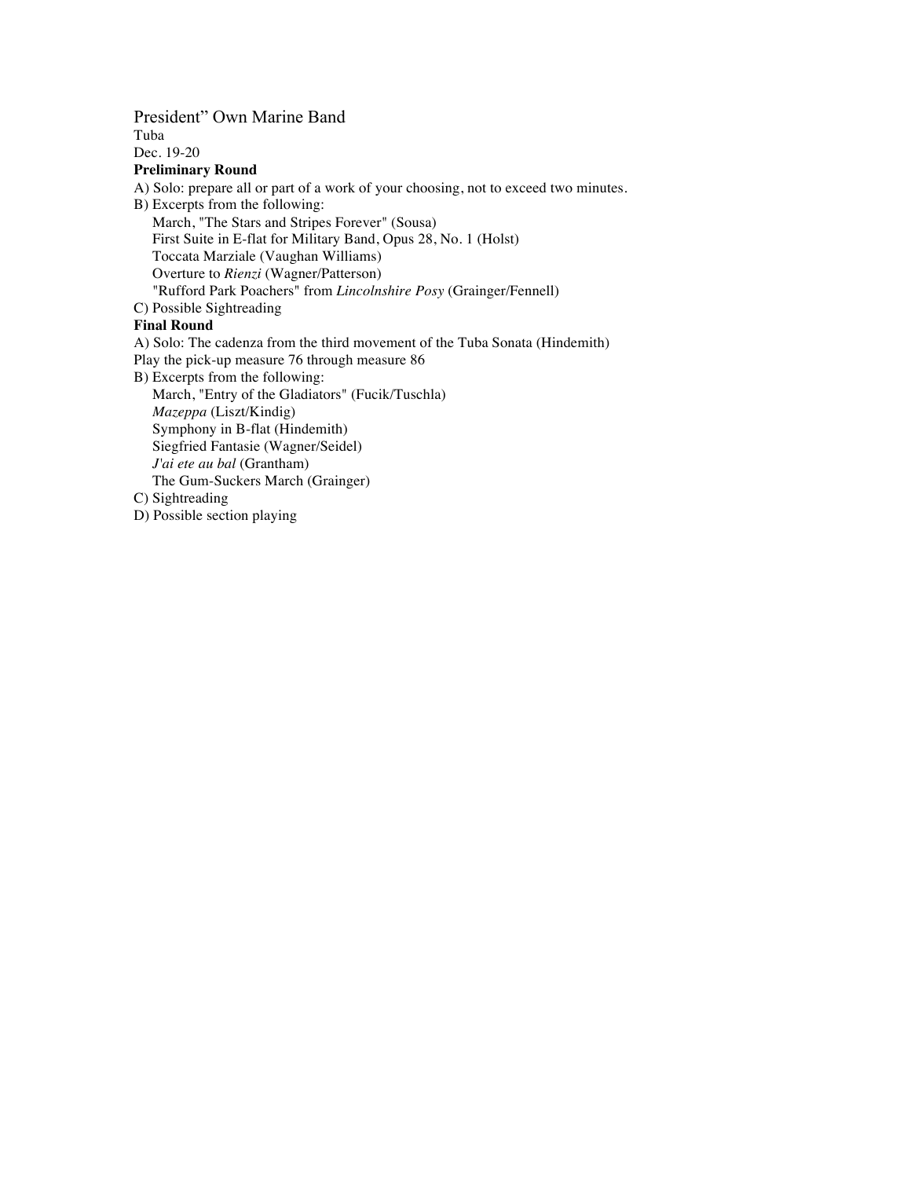President" Own Marine Band

Tuba

Dec. 19-20

**Preliminary Round**

A) Solo: prepare all or part of a work of your choosing, not to exceed two minutes.

B) Excerpts from the following:

- March, "The Stars and Stripes Forever" (Sousa)
- First Suite in E-flat for Military Band, Opus 28, No. 1 (Holst)
- Toccata Marziale (Vaughan Williams)
- Overture to *Rienzi* (Wagner/Patterson)
- "Rufford Park Poachers" from *Lincolnshire Posy* (Grainger/Fennell)

C) Possible Sightreading

**Final Round**

A) Solo: The cadenza from the third movement of the Tuba Sonata (Hindemith)

Play the pick-up measure 76 through measure 86

B) Excerpts from the following:

- March, "Entry of the Gladiators" (Fucik/Tuschla)
- *Mazeppa* (Liszt/Kindig)
- Symphony in B-flat (Hindemith)
- Siegfried Fantasie (Wagner/Seidel)
- *J'ai ete au bal* (Grantham)
- The Gum-Suckers March (Grainger)

C) Sightreading

D) Possible section playing